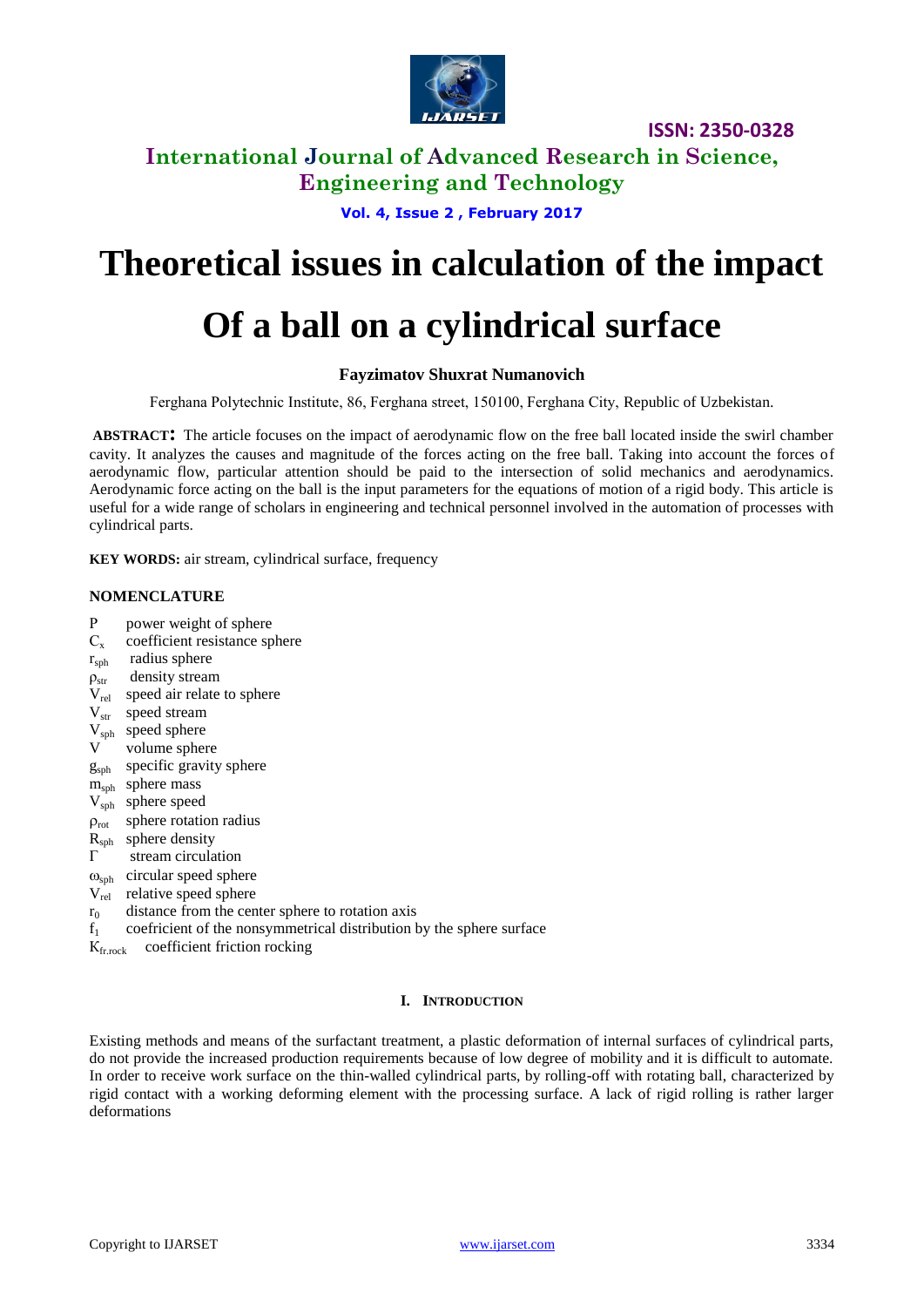# Theoretical issues in calculation of the impact Of a ball on a cylindrical surface

**Fayzimatov Shuxrat Numanovich**

Ferghana Polytechnic Institute, 86, Ferghana street, 150100, Ferghana City, Republic of Uzbekistan.

**ABSTRACT:** The article focuses on the impact of aerodynamic flow on the free ball located inside the swirl chamber cavity. It analyzes the causes and magnitude of the forces acting on the free ball. Taking into account the forces of aerodynamic flow, particular attention should be paid to the intersection of solid mechanics and aerodynamics. Aerodynamic force acting on the ball is the input parameters for the equations of motion of a rigid body. This article is useful for a wide range of scholars in engineering and technical personnel involved in the automation of processes with cylindrical parts.

**KEY WORDS:** air stream, cylindrical surface, frequency

## NOMENCLATURE

- $P$ power weight of sphere
- $C_x$ coefficient resistance sphere
- $r_{sph}$ radius sphere
- $\rho_{str}$ density stream
- $V_{rel}$ speed air relate to sphere
- $V_{str}$ speed stream
- $V_{sph}$ speed sphere
- $V$ volume sphere
- $g_{sph}$ specific gravity sphere
- $m_{sph}$ sphere mass
- $V_{sph}$ sphere speed
- $\rho_{rot}$ sphere rotation radius
- $R_{sph}$ sphere density
- $\Gamma$ stream circulation
- $\omega_{sph}$ circular speed sphere
- $V_{rel}$ relative speed sphere
- $r_0$ distance from the center sphere to rotation axis
- $f_1$ coefricient of the nonsymmetrical distribution by the sphere surface
- $K_{fr.rock}$ coefficient friction rocking

## I. INTRODUCTION

Existing methods and means of the surfactant treatment, a plastic deformation of internal surfaces of cylindrical parts, do not provide the increased production requirements because of low degree of mobility and it is difficult to automate. In order to receive work surface on the thin-walled cylindrical parts, by rolling-off with rotating ball, characterized by rigid contact with a working deforming element with the processing surface. A lack of rigid rolling is rather larger deformations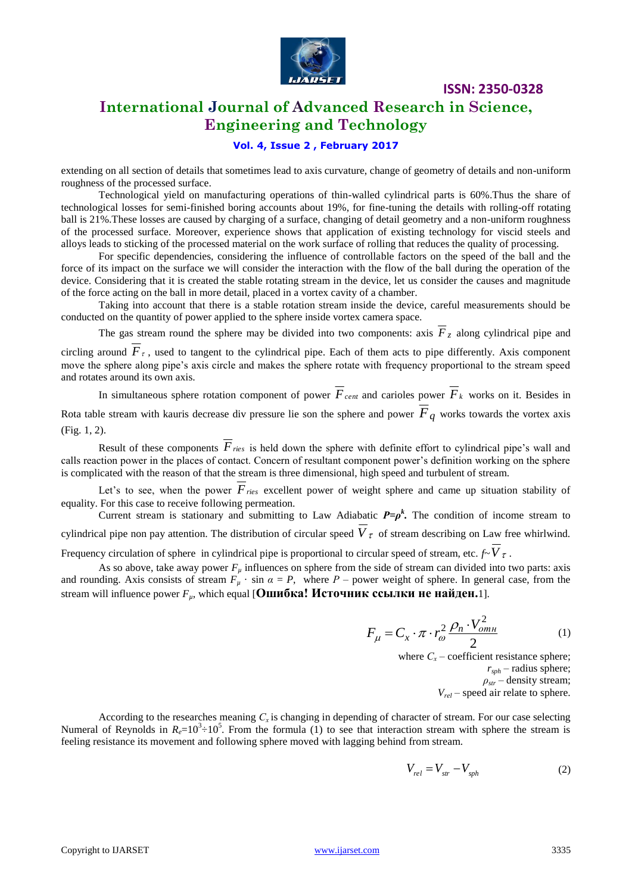extending on all section of details that sometimes lead to axis curvature, change of geometry of details and non-uniform roughness of the processed surface.

Technological yield on manufacturing operations of thin-walled cylindrical parts is 60%.Thus the share of technological losses for semi-finished boring accounts about 19%, for fine-tuning the details with rolling-off rotating ball is 21%.These losses are caused by charging of a surface, changing of detail geometry and a non-uniform roughness of the processed surface. Moreover, experience shows that application of existing technology for viscid steels and alloys leads to sticking of the processed material on the work surface of rolling that reduces the quality of processing.

For specific dependencies, considering the influence of controllable factors on the speed of the ball and the force of its impact on the surface we will consider the interaction with the flow of the ball during the operation of the device. Considering that it is created the stable rotating stream in the device, let us consider the causes and magnitude of the force acting on the ball in more detail, placed in a vortex cavity of a chamber.

Taking into account that there is a stable rotation stream inside the device, careful measurements should be conducted on the quantity of power applied to the sphere inside vortex camera space.

The gas stream round the sphere may be divided into two components: axis $\overline{F}_z$ along cylindrical pipe and circling around $\overline{F}_\tau$, used to tangent to the cylindrical pipe. Each of them acts to pipe differently. Axis component move the sphere along pipe's axis circle and makes the sphere rotate with frequency proportional to the stream speed and rotates around its own axis.

In simultaneous sphere rotation component of power $\overline{F}_{cent}$ and carioles power $\overline{F}_k$ works on it. Besides in Rota table stream with kauris decrease div pressure lie son the sphere and power $\overline{F}_q$ works towards the vortex axis (Fig. 1, 2).

Result of these components $\overline{F}_{ries}$ is held down the sphere with definite effort to cylindrical pipe's wall and calls reaction power in the places of contact. Concern of resultant component power's definition working on the sphere is complicated with the reason of that the stream is three dimensional, high speed and turbulent of stream.

Let's to see, when the power $\overline{F}_{ries}$ excellent power of weight sphere and came up situation stability of equality. For this case to receive following permeation.

Current stream is stationary and submitting to Law Adiabatic $\boldsymbol{P=\rho^k}$**.** The condition of income stream to cylindrical pipe non pay attention. The distribution of circular speed $\overline{V}_\tau$ of stream describing on Law free whirlwind. Frequency circulation of sphere in cylindrical pipe is proportional to circular speed of stream, etc. $f\sim\overline{V}_\tau$.

As so above, take away power $F_\mu$ influences on sphere from the side of stream can divided into two parts: axis and rounding. Axis consists of stream $F_\mu \cdot \sin\alpha = P$, where $P$ – power weight of sphere. In general case, from the stream will influence power $F_\mu$, which equal [**Ошибка! Источник ссылки не найден.**1].

$$F_\mu = C_x \cdot \pi \cdot r_\omega^2 \frac{\rho_n \cdot V_{omн}^2}{2} \tag{1}$$

where $C_x$ – coefficient resistance sphere;
$r_{sph}$ – radius sphere;
$\rho_{str}$ – density stream;
$V_{rel}$ – speed air relate to sphere.

According to the researches meaning $C_x$ is changing in depending of character of stream. For our case selecting Numeral of Reynolds in $R_e=10^3\div10^5$. From the formula (1) to see that interaction stream with sphere the stream is feeling resistance its movement and following sphere moved with lagging behind from stream.

$$V_{rel} = V_{str} - V_{sph} \tag{2}$$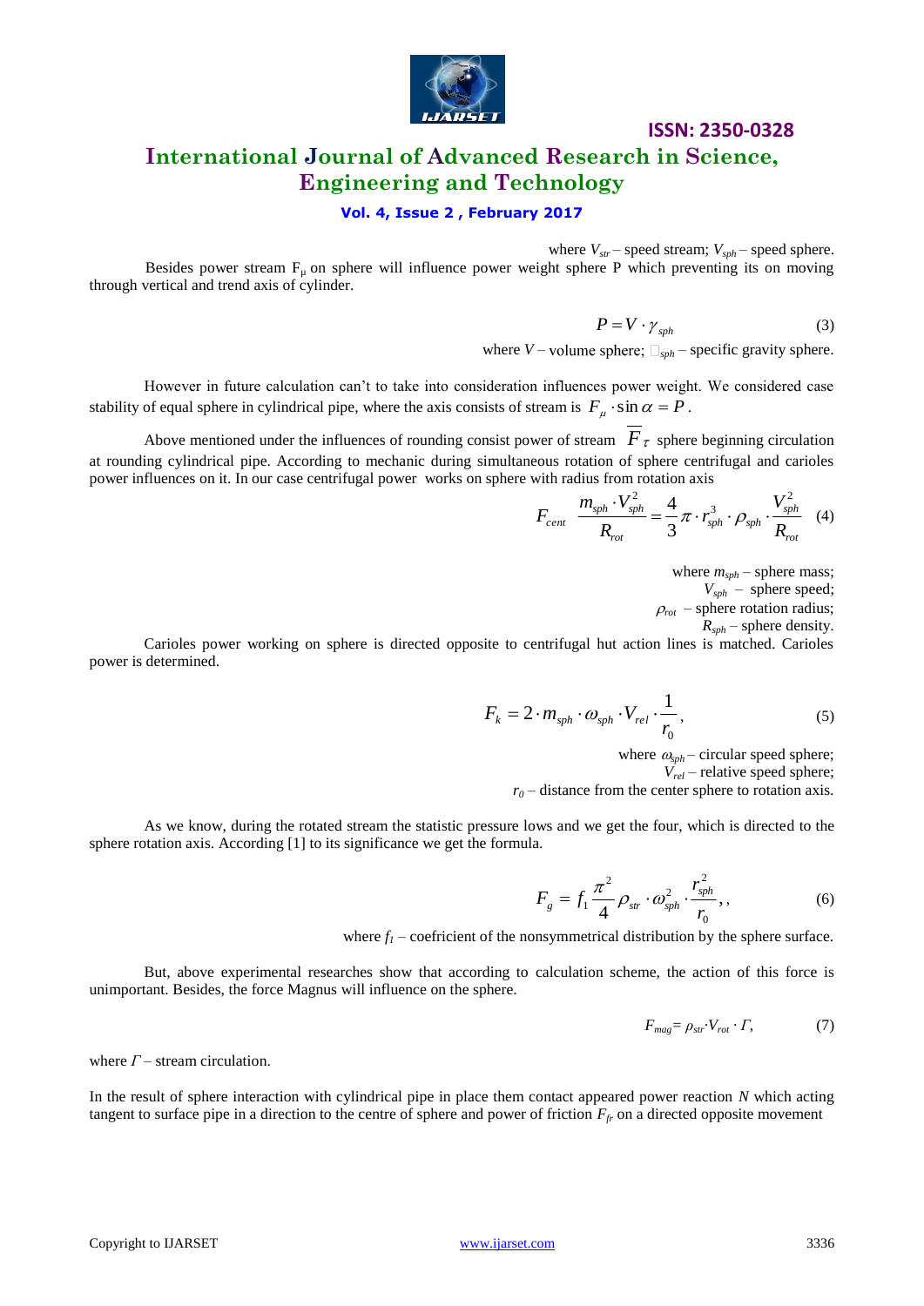where $V_{str}$ – speed stream; $V_{sph}$ – speed sphere.

Besides power stream $F_{\mu}$ on sphere will influence power weight sphere P which preventing its on moving through vertical and trend axis of cylinder.

$$P = V \cdot \gamma_{sph} \tag{3}$$

where $V$ – volume sphere; $\gamma_{sph}$ – specific gravity sphere.

However in future calculation can't to take into consideration influences power weight. We considered case stability of equal sphere in cylindrical pipe, where the axis consists of stream is $F_{\mu} \cdot \sin\alpha = P$.

Above mentioned under the influences of rounding consist power of stream $\overline{F}_{\tau}$ sphere beginning circulation at rounding cylindrical pipe. According to mechanic during simultaneous rotation of sphere centrifugal and carioles power influences on it. In our case centrifugal power works on sphere with radius from rotation axis

$$F_{cent} \ \frac{m_{sph} \cdot V_{sph}^2}{R_{rot}} = \frac{4}{3}\pi \cdot r_{sph}^3 \cdot \rho_{sph} \cdot \frac{V_{sph}^2}{R_{rot}} \tag{4}$$

where $m_{sph}$ – sphere mass;
$V_{sph}$ – sphere speed;
$\rho_{rot}$ – sphere rotation radius;
$R_{sph}$ – sphere density.

Carioles power working on sphere is directed opposite to centrifugal hut action lines is matched. Carioles power is determined.

$$F_k = 2 \cdot m_{sph} \cdot \omega_{sph} \cdot V_{rel} \cdot \frac{1}{r_0}, \tag{5}$$

where $\omega_{sph}$ – circular speed sphere;
$V_{rel}$ – relative speed sphere;
$r_0$ – distance from the center sphere to rotation axis.

As we know, during the rotated stream the statistic pressure lows and we get the four, which is directed to the sphere rotation axis. According [1] to its significance we get the formula.

$$F_g = f_1 \frac{\pi^2}{4} \rho_{str} \cdot \omega_{sph}^2 \cdot \frac{r_{sph}^2}{r_0}, , \tag{6}$$

where $f_1$ – coefricient of the nonsymmetrical distribution by the sphere surface.

But, above experimental researches show that according to calculation scheme, the action of this force is unimportant. Besides, the force Magnus will influence on the sphere.

$$F_{mag} = \rho_{str} \cdot V_{rot} \cdot \Gamma, \tag{7}$$

where $\Gamma$ – stream circulation.

In the result of sphere interaction with cylindrical pipe in place them contact appeared power reaction $N$ which acting tangent to surface pipe in a direction to the centre of sphere and power of friction $F_{fr}$ on a directed opposite movement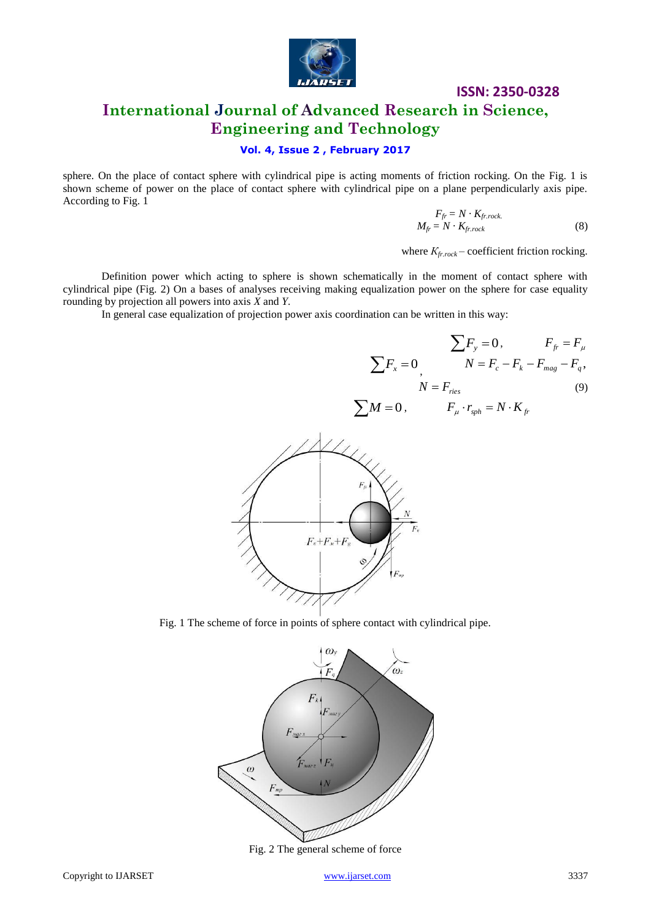sphere. On the place of contact sphere with cylindrical pipe is acting moments of friction rocking. On the Fig. 1 is shown scheme of power on the place of contact sphere with cylindrical pipe on a plane perpendicularly axis pipe. According to Fig. 1

$$F_{fr} = N \cdot K_{fr.rock.}$$
$$M_{fr} = N \cdot K_{fr.rock} \tag{8}$$

where $K_{fr.rock}$ – coefficient friction rocking.

Definition power which acting to sphere is shown schematically in the moment of contact sphere with cylindrical pipe (Fig. 2) On a bases of analyses receiving making equalization power on the sphere for case equality rounding by projection all powers into axis *X* and *Y.*

In general case equalization of projection power axis coordination can be written in this way:

$$\sum F_y = 0, \qquad F_{fr} = F_{\mu}$$
$$\sum F_x = 0, \qquad N = F_c - F_k - F_{mag} - F_q,$$
$$N = F_{ries} \tag{9}$$
$$\sum M = 0, \qquad F_{\mu} \cdot r_{sph} = N \cdot K_{fr}$$

Fig. 1 The scheme of force in points of sphere contact with cylindrical pipe.

Fig. 2 The general scheme of force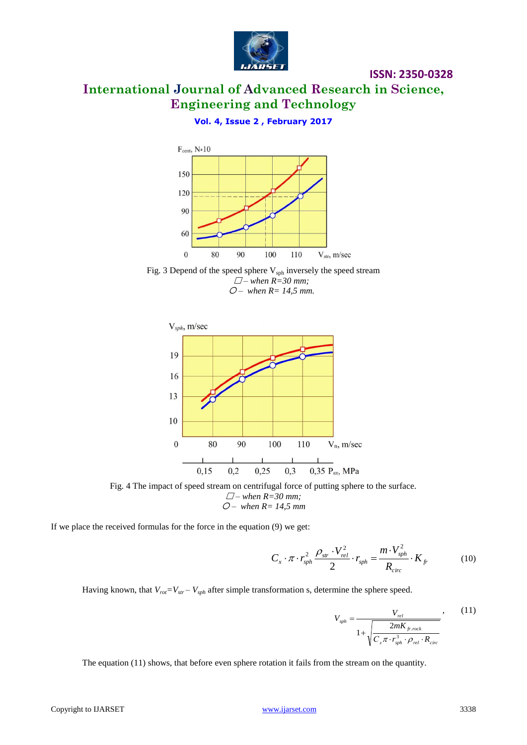Fig. 3 Depend of the speed sphere $V_{sph}$ inversely the speed stream
□ – *when R=30 mm;*
○ – *when R= 14,5 mm.*

Fig. 4 The impact of speed stream on centrifugal force of putting sphere to the surface.
□ – *when R=30 mm;*
○ – *when R= 14,5 mm*

If we place the received formulas for the force in the equation (9) we get:

$$C_x \cdot \pi \cdot r_{sph}^2 \frac{\rho_{str} \cdot V_{rel}^2}{2} \cdot r_{sph} = \frac{m \cdot V_{sph}^2}{R_{circ}} \cdot K_{fr} \tag{10}$$

Having known, that $V_{rot}=V_{str}-V_{sph}$ after simple transformation s, determine the sphere speed.

$$V_{sph} = \frac{V_{rel}}{1+\sqrt{\dfrac{2mK_{fr.rock}}{C_x \pi \cdot r_{sph}^3 \cdot \rho_{rel} \cdot R_{circ}}}}, \tag{11}$$

The equation (11) shows, that before even sphere rotation it fails from the stream on the quantity.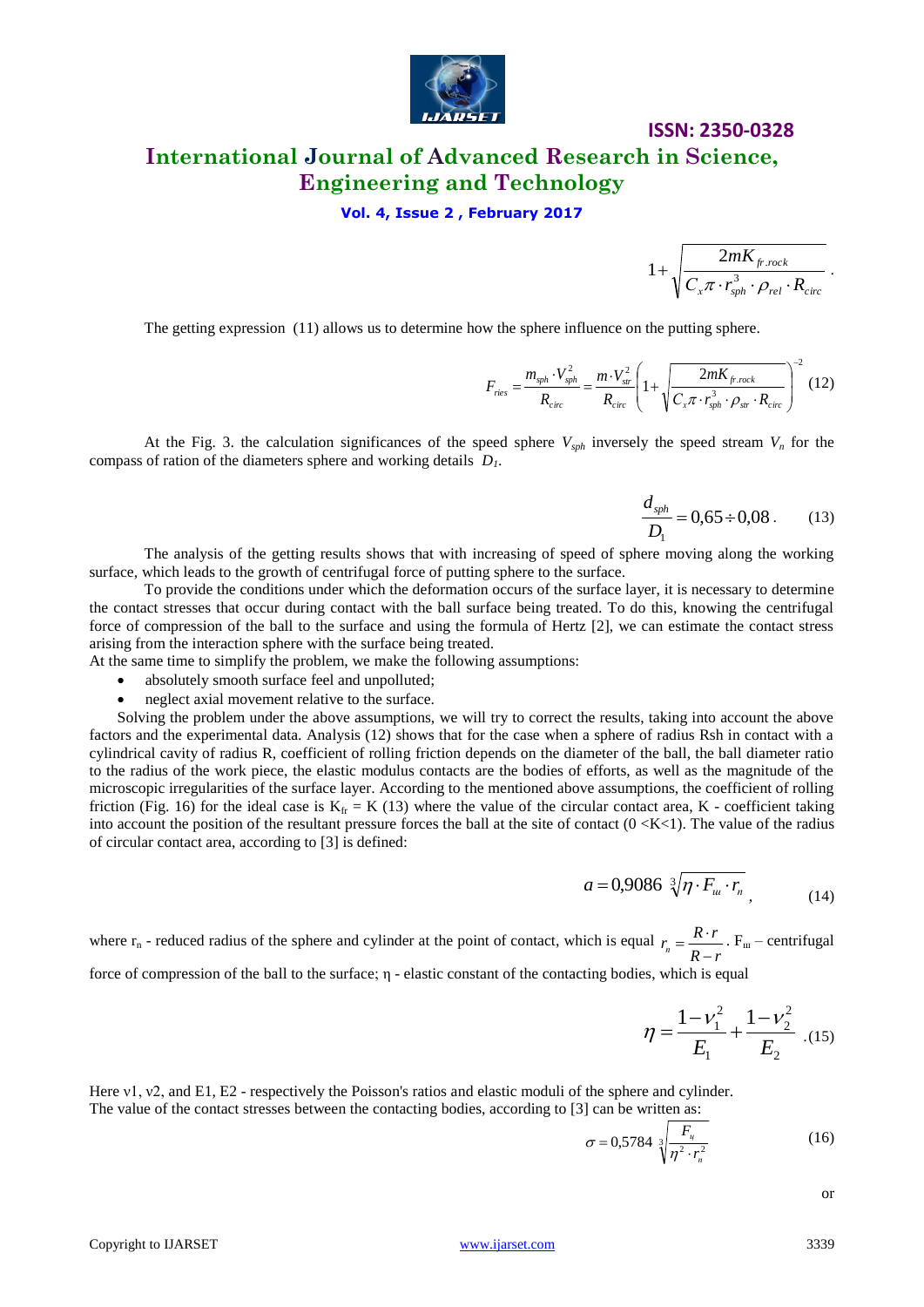$$1 + \sqrt{\frac{2mK_{fr.rock}}{C_x \pi \cdot r_{sph}^3 \cdot \rho_{rel} \cdot R_{circ}}}.$$

The getting expression (11) allows us to determine how the sphere influence on the putting sphere.

$$F_{ries} = \frac{m_{sph} \cdot V_{sph}^2}{R_{circ}} = \frac{m \cdot V_{str}^2}{R_{circ}} \left( 1 + \sqrt{\frac{2mK_{fr.rock}}{C_x \pi \cdot r_{sph}^3 \cdot \rho_{str} \cdot R_{circ}}} \right)^{-2} \quad (12)$$

At the Fig. 3. the calculation significances of the speed sphere $V_{sph}$ inversely the speed stream $V_n$ for the compass of ration of the diameters sphere and working details $D_1$.

$$\frac{d_{sph}}{D_1} = 0{,}65 \div 0{,}08. \quad (13)$$

The analysis of the getting results shows that with increasing of speed of sphere moving along the working surface, which leads to the growth of centrifugal force of putting sphere to the surface.

To provide the conditions under which the deformation occurs of the surface layer, it is necessary to determine the contact stresses that occur during contact with the ball surface being treated. To do this, knowing the centrifugal force of compression of the ball to the surface and using the formula of Hertz [2], we can estimate the contact stress arising from the interaction sphere with the surface being treated.

At the same time to simplify the problem, we make the following assumptions:

- absolutely smooth surface feel and unpolluted;
- neglect axial movement relative to the surface.

Solving the problem under the above assumptions, we will try to correct the results, taking into account the above factors and the experimental data. Analysis (12) shows that for the case when a sphere of radius Rsh in contact with a cylindrical cavity of radius R, coefficient of rolling friction depends on the diameter of the ball, the ball diameter ratio to the radius of the work piece, the elastic modulus contacts are the bodies of efforts, as well as the magnitude of the microscopic irregularities of the surface layer. According to the mentioned above assumptions, the coefficient of rolling friction (Fig. 16) for the ideal case is $K_{fr} = K$ (13) where the value of the circular contact area, K - coefficient taking into account the position of the resultant pressure forces the ball at the site of contact (0 <K<1). The value of the radius of circular contact area, according to [3] is defined:

$$a = 0{,}9086 \sqrt[3]{\eta \cdot F_{ш} \cdot r_n}, \quad (14)$$

where $r_n$ - reduced radius of the sphere and cylinder at the point of contact, which is equal $r_n = \frac{R \cdot r}{R - r}$. $F_ш$ – centrifugal force of compression of the ball to the surface; η - elastic constant of the contacting bodies, which is equal

$$\eta = \frac{1 - \nu_1^2}{E_1} + \frac{1 - \nu_2^2}{E_2}. \quad (15)$$

Here ν1, ν2, and E1, E2 - respectively the Poisson's ratios and elastic moduli of the sphere and cylinder.
The value of the contact stresses between the contacting bodies, according to [3] can be written as:

$$\sigma = 0{,}5784 \sqrt[3]{\frac{F_ц}{\eta^2 \cdot r_n^2}} \quad (16)$$

or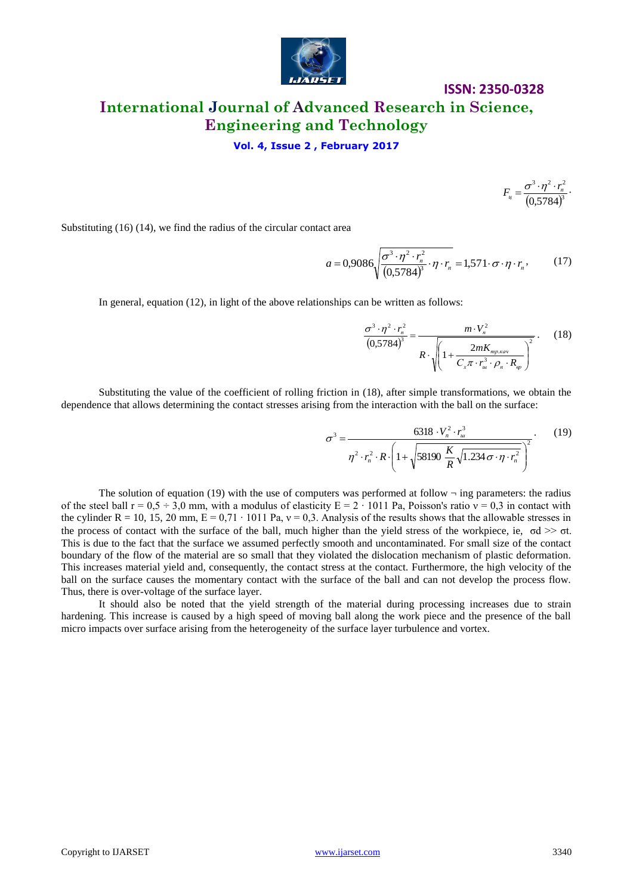$$F_{ц} = \frac{\sigma^3 \cdot \eta^2 \cdot r_n^2}{(0{,}5784)^3}.$$

Substituting (16) (14), we find the radius of the circular contact area

$$a = 0{,}9086\sqrt{\frac{\sigma^3 \cdot \eta^2 \cdot r_n^2}{(0{,}5784)^3} \cdot \eta \cdot r_n} = 1{,}571 \cdot \sigma \cdot \eta \cdot r_n, \qquad (17)$$

In general, equation (12), in light of the above relationships can be written as follows:

$$\frac{\sigma^3 \cdot \eta^2 \cdot r_n^2}{(0{,}5784)^3} = \frac{m \cdot V_n^2}{R \cdot \sqrt{\left(1 + \frac{2mK_{тр.кач}}{C_x \pi \cdot r_ш^3 \cdot \rho_n \cdot R_{вр}}\right)^2}}. \qquad (18)$$

Substituting the value of the coefficient of rolling friction in (18), after simple transformations, we obtain the dependence that allows determining the contact stresses arising from the interaction with the ball on the surface:

$$\sigma^3 = \frac{6318 \cdot V_n^2 \cdot r_ш^3}{\eta^2 \cdot r_n^2 \cdot R \cdot \left(1 + \sqrt{58190\, \frac{K}{R}\sqrt{1.234\sigma \cdot \eta \cdot r_n^2}}\right)^2}. \qquad (19)$$

The solution of equation (19) with the use of computers was performed at follow ¬ ing parameters: the radius of the steel ball r = 0,5 ÷ 3,0 mm, with a modulus of elasticity E = 2 · 1011 Pa, Poisson's ratio ν = 0,3 in contact with the cylinder R = 10, 15, 20 mm, E = 0,71 · 1011 Pa, ν = 0,3. Analysis of the results shows that the allowable stresses in the process of contact with the surface of the ball, much higher than the yield stress of the workpiece, ie, σd >> σt. This is due to the fact that the surface we assumed perfectly smooth and uncontaminated. For small size of the contact boundary of the flow of the material are so small that they violated the dislocation mechanism of plastic deformation. This increases material yield and, consequently, the contact stress at the contact. Furthermore, the high velocity of the ball on the surface causes the momentary contact with the surface of the ball and can not develop the process flow. Thus, there is over-voltage of the surface layer.

It should also be noted that the yield strength of the material during processing increases due to strain hardening. This increase is caused by a high speed of moving ball along the work piece and the presence of the ball micro impacts over surface arising from the heterogeneity of the surface layer turbulence and vortex.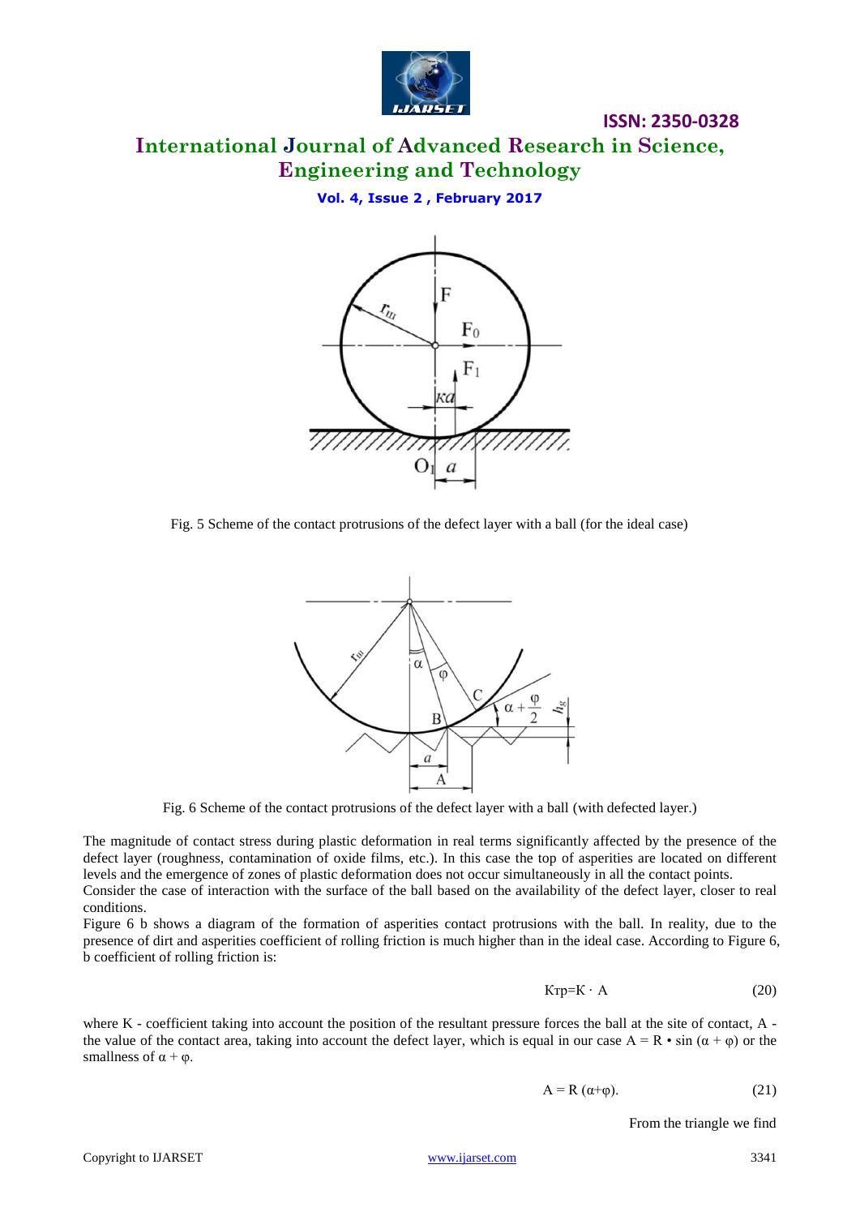Fig. 5 Scheme of the contact protrusions of the defect layer with a ball (for the ideal case)

Fig. 6 Scheme of the contact protrusions of the defect layer with a ball (with defected layer.)

The magnitude of contact stress during plastic deformation in real terms significantly affected by the presence of the defect layer (roughness, contamination of oxide films, etc.). In this case the top of asperities are located on different levels and the emergence of zones of plastic deformation does not occur simultaneously in all the contact points.
Consider the case of interaction with the surface of the ball based on the availability of the defect layer, closer to real conditions.
Figure 6 b shows a diagram of the formation of asperities contact protrusions with the ball. In reality, due to the presence of dirt and asperities coefficient of rolling friction is much higher than in the ideal case. According to Figure 6, b coefficient of rolling friction is:

$$K_{\text{тр}} = K \cdot A \tag{20}$$

where K - coefficient taking into account the position of the resultant pressure forces the ball at the site of contact, A - the value of the contact area, taking into account the defect layer, which is equal in our case $A = R \cdot \sin(\alpha + \varphi)$ or the smallness of $\alpha + \varphi$.

$$A = R(\alpha + \varphi). \tag{21}$$

From the triangle we find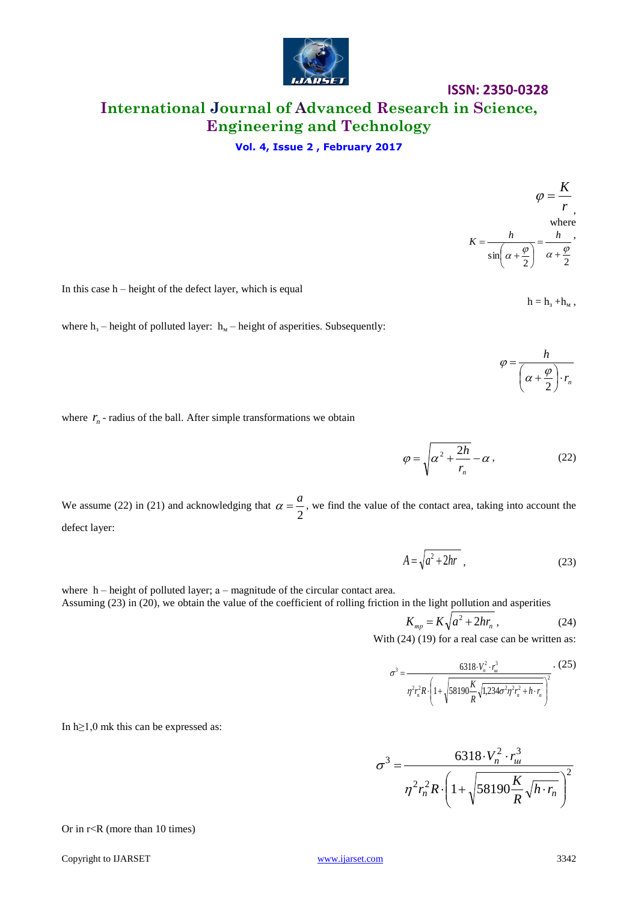$$\varphi = \frac{K}{r},$$

where

$$K = \frac{h}{\sin\left(\alpha + \frac{\varphi}{2}\right)} = \frac{h}{\alpha + \frac{\varphi}{2}},$$

In this case h – height of the defect layer, which is equal

$$h = h_з + h_м,$$

where $h_з$ – height of polluted layer: $h_м$ – height of asperities. Subsequently:

$$\varphi = \frac{h}{\left(\alpha + \frac{\varphi}{2}\right) \cdot r_n}$$

where $r_n$ - radius of the ball. After simple transformations we obtain

$$\varphi = \sqrt{\alpha^2 + \frac{2h}{r_n}} - \alpha, \qquad (22)$$

We assume (22) in (21) and acknowledging that $\alpha = \frac{a}{2}$, we find the value of the contact area, taking into account the defect layer:

$$A = \sqrt{a^2 + 2hr}, \qquad (23)$$

where h – height of polluted layer; a – magnitude of the circular contact area.
Assuming (23) in (20), we obtain the value of the coefficient of rolling friction in the light pollution and asperities

$$K_{mp} = K\sqrt{a^2 + 2hr_n}, \qquad (24)$$

With (24) (19) for a real case can be written as:

$$\sigma^3 = \frac{6318 \cdot V_n^2 \cdot r_ш^3}{\eta^2 r_n^2 R \cdot \left(1 + \sqrt{58190 \frac{K}{R} \sqrt{1{,}234\sigma^2 \eta^2 r_n^2 + h \cdot r_n}}\right)^2}. \qquad (25)$$

In h≥1,0 mk this can be expressed as:

$$\sigma^3 = \frac{6318 \cdot V_n^2 \cdot r_ш^3}{\eta^2 r_n^2 R \cdot \left(1 + \sqrt{58190 \frac{K}{R} \sqrt{h \cdot r_n}}\right)^2}$$

Or in r<R (more than 10 times)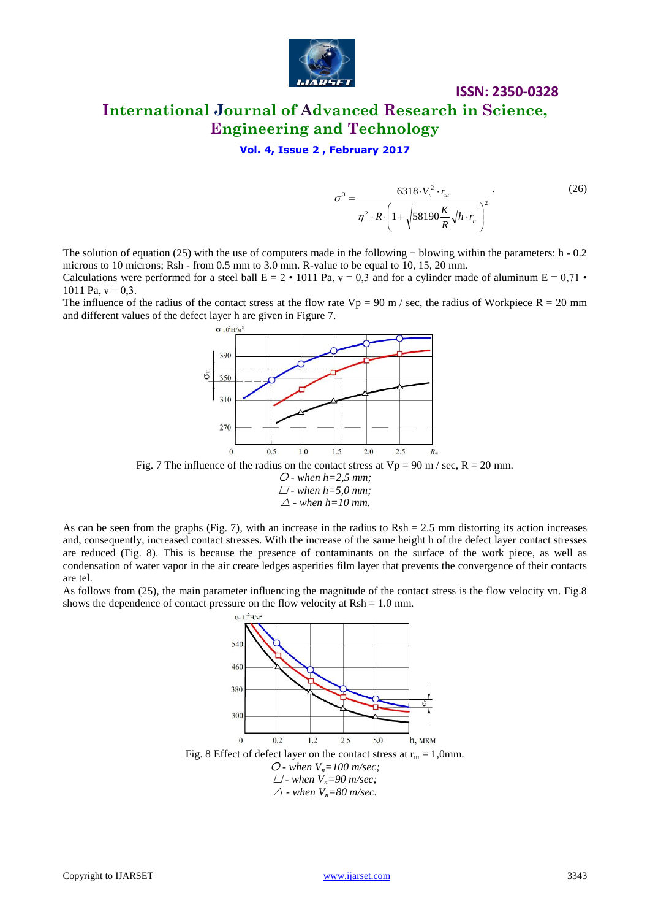$$\sigma^3 = \frac{6318 \cdot V_n^2 \cdot r_{ш}}{\eta^2 \cdot R \cdot \left(1 + \sqrt{58190 \frac{K}{R} \sqrt{h \cdot r_n}}\right)^2}. \tag{26}$$

The solution of equation (25) with the use of computers made in the following ¬ blowing within the parameters: h - 0.2 microns to 10 microns; Rsh - from 0.5 mm to 3.0 mm. R-value to be equal to 10, 15, 20 mm.

Calculations were performed for a steel ball E = 2 • 1011 Pa, ν = 0,3 and for a cylinder made of aluminum E = 0,71 • 1011 Pa, ν = 0,3.

The influence of the radius of the contact stress at the flow rate Vp = 90 m / sec, the radius of Workpiece R = 20 mm and different values of the defect layer h are given in Figure 7.

Fig. 7 The influence of the radius on the contact stress at Vp = 90 m / sec, R = 20 mm.

*○ - when h=2,5 mm;*

*□ - when h=5,0 mm;*

*△ - when h=10 mm.*

As can be seen from the graphs (Fig. 7), with an increase in the radius to Rsh = 2.5 mm distorting its action increases and, consequently, increased contact stresses. With the increase of the same height h of the defect layer contact stresses are reduced (Fig. 8). This is because the presence of contaminants on the surface of the work piece, as well as condensation of water vapor in the air create ledges asperities film layer that prevents the convergence of their contacts are tel.

As follows from (25), the main parameter influencing the magnitude of the contact stress is the flow velocity vn. Fig.8 shows the dependence of contact pressure on the flow velocity at Rsh = 1.0 mm.

Fig. 8 Effect of defect layer on the contact stress at $r_{ш}$ = 1,0mm.

*○ - when $V_n$=100 m/sec;*

*□ - when $V_n$=90 m/sec;*

*△ - when $V_n$=80 m/sec.*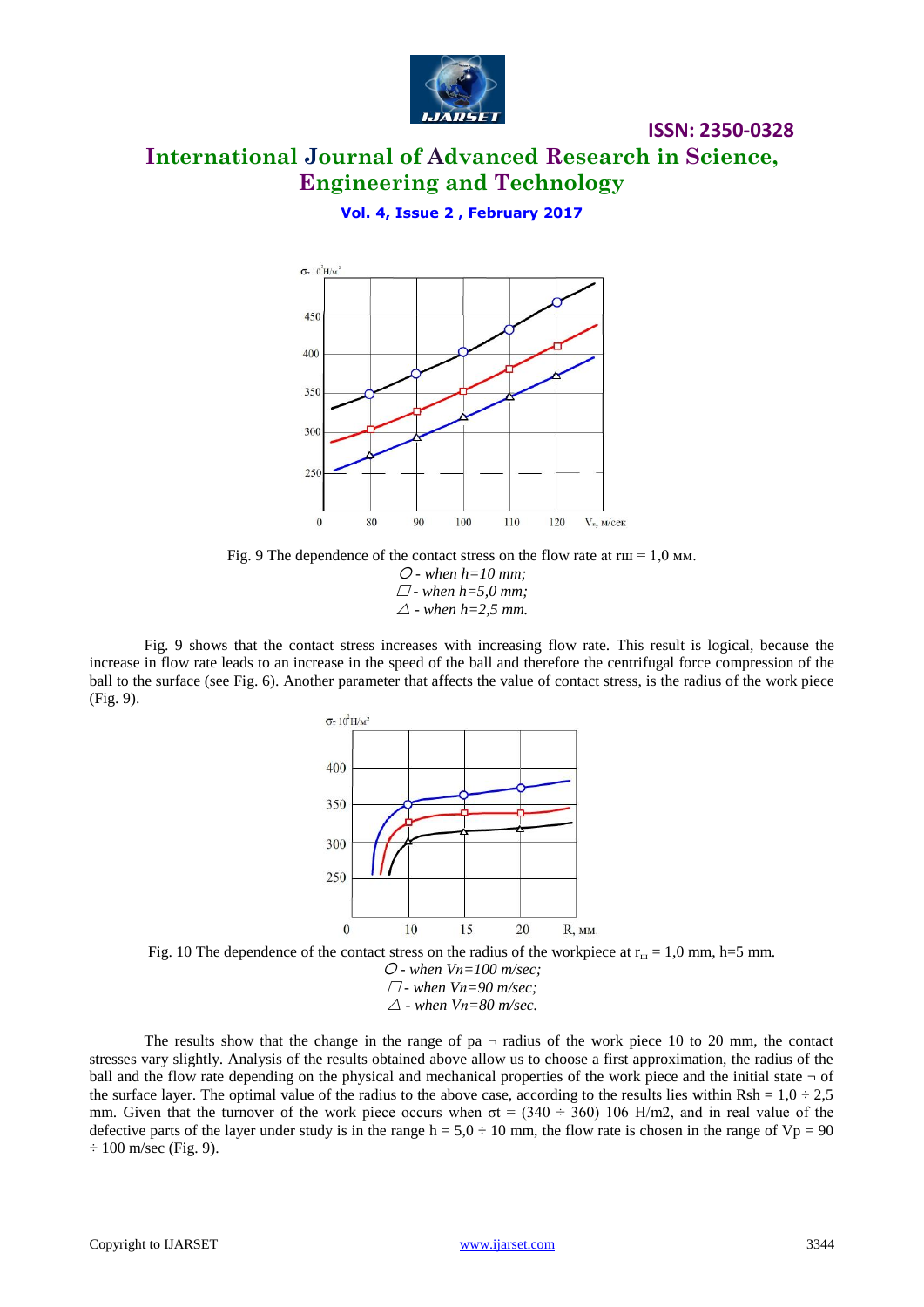Fig. 9 The dependence of the contact stress on the flow rate at $r_ш$ = 1,0 мм.

*○ - when h=10 mm;*

*□ - when h=5,0 mm;*

*△ - when h=2,5 mm.*

Fig. 9 shows that the contact stress increases with increasing flow rate. This result is logical, because the increase in flow rate leads to an increase in the speed of the ball and therefore the centrifugal force compression of the ball to the surface (see Fig. 6). Another parameter that affects the value of contact stress, is the radius of the work piece (Fig. 9).

Fig. 10 The dependence of the contact stress on the radius of the workpiece at $r_ш$ = 1,0 mm, h=5 mm.

*○ - when Vn=100 m/sec;*

*□ - when Vn=90 m/sec;*

*△ - when Vn=80 m/sec.*

The results show that the change in the range of pa ¬ radius of the work piece 10 to 20 mm, the contact stresses vary slightly. Analysis of the results obtained above allow us to choose a first approximation, the radius of the ball and the flow rate depending on the physical and mechanical properties of the work piece and the initial state ¬ of the surface layer. The optimal value of the radius to the above case, according to the results lies within Rsh = 1,0 ÷ 2,5 mm. Given that the turnover of the work piece occurs when $\sigma_t$ = (340 ÷ 360) 106 H/m2, and in real value of the defective parts of the layer under study is in the range h = 5,0 ÷ 10 mm, the flow rate is chosen in the range of Vp = 90 ÷ 100 m/sec (Fig. 9).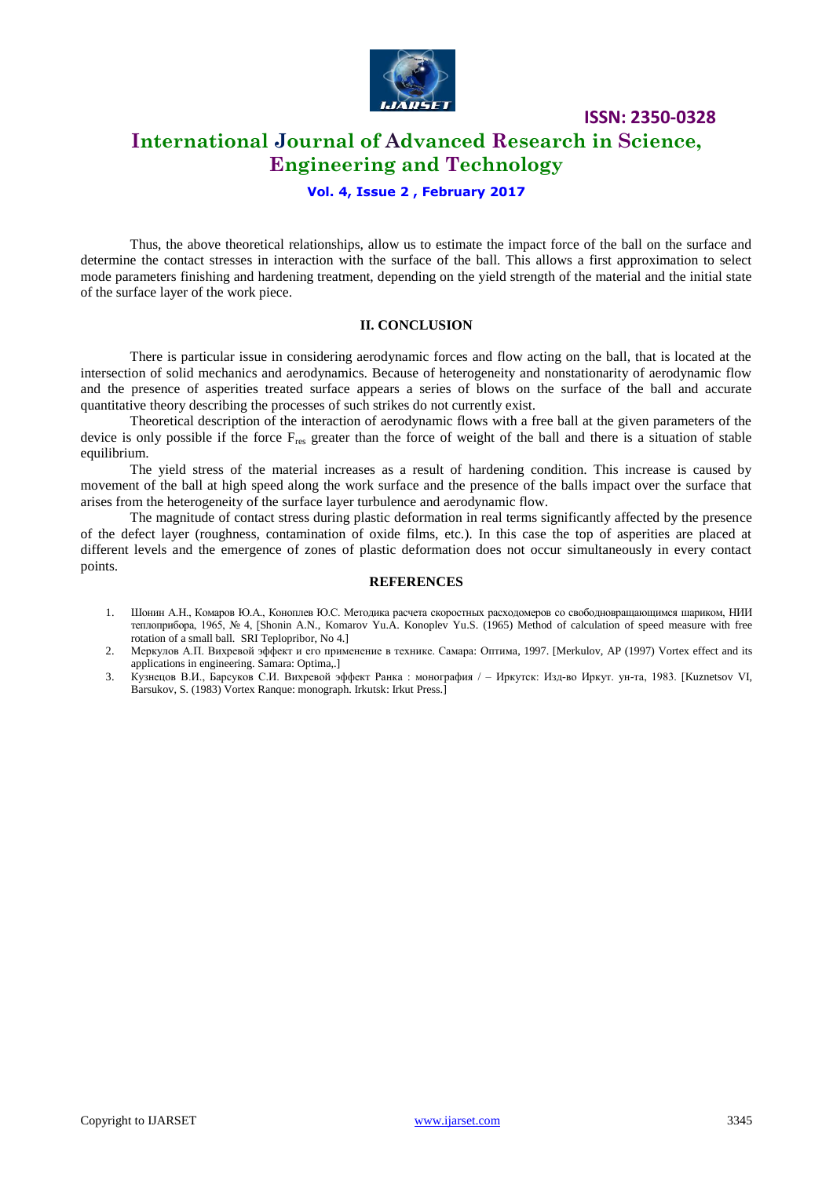Thus, the above theoretical relationships, allow us to estimate the impact force of the ball on the surface and determine the contact stresses in interaction with the surface of the ball. This allows a first approximation to select mode parameters finishing and hardening treatment, depending on the yield strength of the material and the initial state of the surface layer of the work piece.

## II. CONCLUSION

There is particular issue in considering aerodynamic forces and flow acting on the ball, that is located at the intersection of solid mechanics and aerodynamics. Because of heterogeneity and nonstationarity of aerodynamic flow and the presence of asperities treated surface appears a series of blows on the surface of the ball and accurate quantitative theory describing the processes of such strikes do not currently exist.

Theoretical description of the interaction of aerodynamic flows with a free ball at the given parameters of the device is only possible if the force $F_{res}$ greater than the force of weight of the ball and there is a situation of stable equilibrium.

The yield stress of the material increases as a result of hardening condition. This increase is caused by movement of the ball at high speed along the work surface and the presence of the balls impact over the surface that arises from the heterogeneity of the surface layer turbulence and aerodynamic flow.

The magnitude of contact stress during plastic deformation in real terms significantly affected by the presence of the defect layer (roughness, contamination of oxide films, etc.). In this case the top of asperities are placed at different levels and the emergence of zones of plastic deformation does not occur simultaneously in every contact points.

## REFERENCES

1. Шонин А.Н., Комаров Ю.А., Коноплев Ю.С. Методика расчета скоростных расходомеров со свободновращающимся шариком, НИИ теплоприбора, 1965, № 4, [Shonin A.N., Komarov Yu.A. Konoplev Yu.S. (1965) Method of calculation of speed measure with free rotation of a small ball. SRI Teplopribor, No 4.]
2. Меркулов А.П. Вихревой эффект и его применение в технике. Самара: Оптима, 1997. [Merkulov, AP (1997) Vortex effect and its applications in engineering. Samara: Optima,.]
3. Кузнецов В.И., Барсуков С.И. Вихревой эффект Ранка : монография / – Иркутск: Изд-во Иркут. ун-та, 1983. [Kuznetsov VI, Barsukov, S. (1983) Vortex Ranque: monograph. Irkutsk: Irkut Press.]